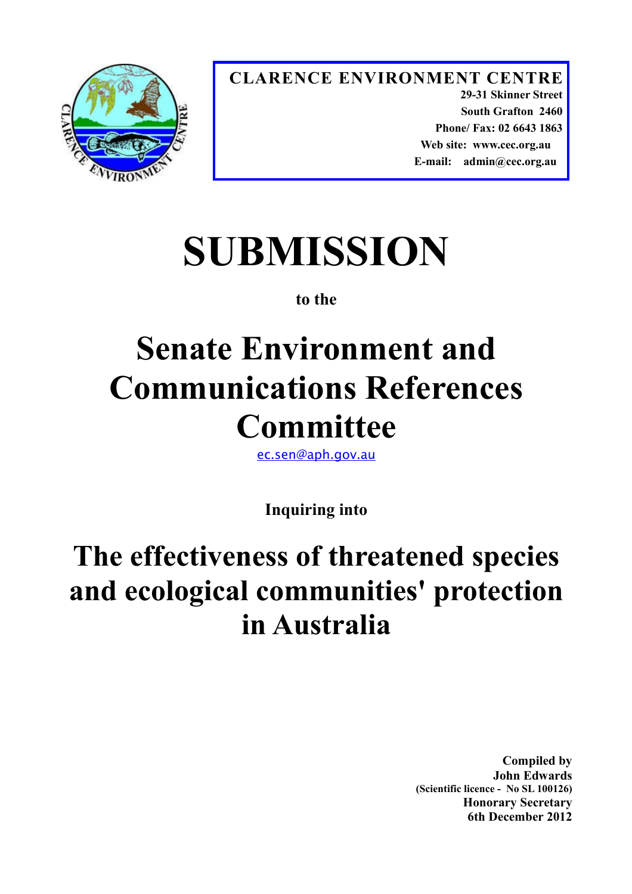**CLARENCE ENVIRONMENT CENTRE**
29-31 Skinner Street
South Grafton 2460
Phone/ Fax: 02 6643 1863
Web site: www.cec.org.au
E-mail: admin@cec.org.au

# SUBMISSION

**to the**

# Senate Environment and Communications References Committee

ec.sen@aph.gov.au

**Inquiring into**

# The effectiveness of threatened species and ecological communities' protection in Australia

**Compiled by**
**John Edwards**
**(Scientific licence - No SL 100126)**
**Honorary Secretary**
**6th December 2012**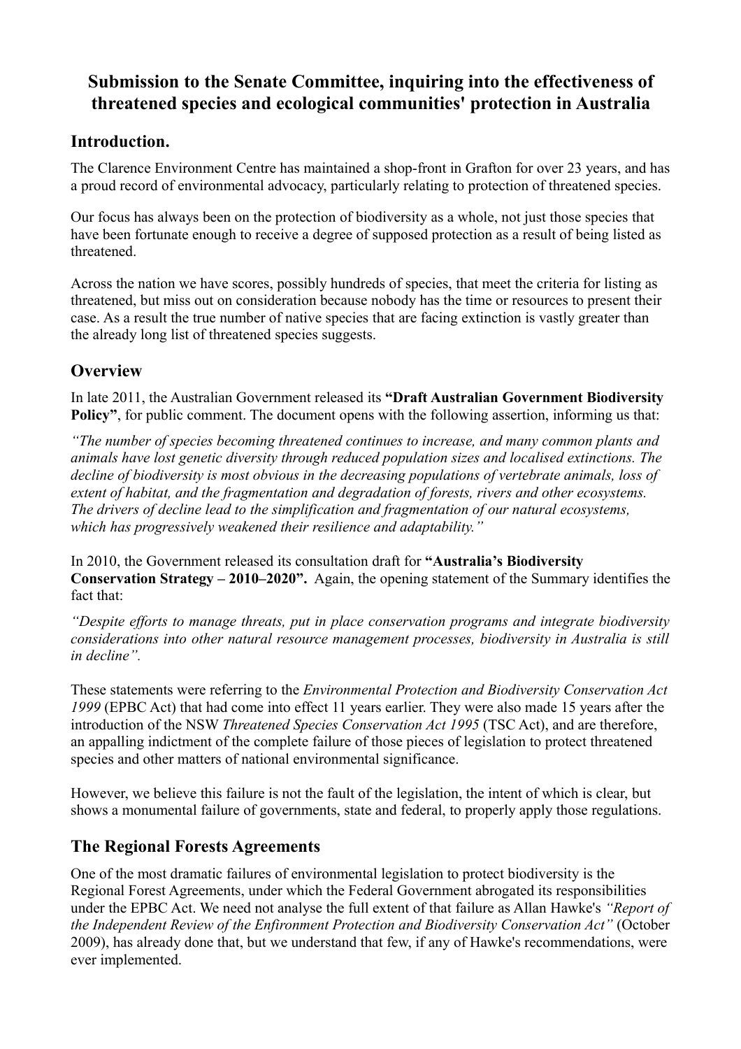# Submission to the Senate Committee, inquiring into the effectiveness of threatened species and ecological communities' protection in Australia

## Introduction.

The Clarence Environment Centre has maintained a shop-front in Grafton for over 23 years, and has a proud record of environmental advocacy, particularly relating to protection of threatened species.

Our focus has always been on the protection of biodiversity as a whole, not just those species that have been fortunate enough to receive a degree of supposed protection as a result of being listed as threatened.

Across the nation we have scores, possibly hundreds of species, that meet the criteria for listing as threatened, but miss out on consideration because nobody has the time or resources to present their case. As a result the true number of native species that are facing extinction is vastly greater than the already long list of threatened species suggests.

## Overview

In late 2011, the Australian Government released its **"Draft Australian Government Biodiversity Policy"**, for public comment. The document opens with the following assertion, informing us that:

*"The number of species becoming threatened continues to increase, and many common plants and animals have lost genetic diversity through reduced population sizes and localised extinctions. The decline of biodiversity is most obvious in the decreasing populations of vertebrate animals, loss of extent of habitat, and the fragmentation and degradation of forests, rivers and other ecosystems. The drivers of decline lead to the simplification and fragmentation of our natural ecosystems, which has progressively weakened their resilience and adaptability."*

In 2010, the Government released its consultation draft for **"Australia's Biodiversity Conservation Strategy – 2010–2020".** Again, the opening statement of the Summary identifies the fact that:

*"Despite efforts to manage threats, put in place conservation programs and integrate biodiversity considerations into other natural resource management processes, biodiversity in Australia is still in decline".*

These statements were referring to the *Environmental Protection and Biodiversity Conservation Act 1999* (EPBC Act) that had come into effect 11 years earlier. They were also made 15 years after the introduction of the NSW *Threatened Species Conservation Act 1995* (TSC Act), and are therefore, an appalling indictment of the complete failure of those pieces of legislation to protect threatened species and other matters of national environmental significance.

However, we believe this failure is not the fault of the legislation, the intent of which is clear, but shows a monumental failure of governments, state and federal, to properly apply those regulations.

## The Regional Forests Agreements

One of the most dramatic failures of environmental legislation to protect biodiversity is the Regional Forest Agreements, under which the Federal Government abrogated its responsibilities under the EPBC Act. We need not analyse the full extent of that failure as Allan Hawke's *"Report of the Independent Review of the Enfironment Protection and Biodiversity Conservation Act"* (October 2009), has already done that, but we understand that few, if any of Hawke's recommendations, were ever implemented.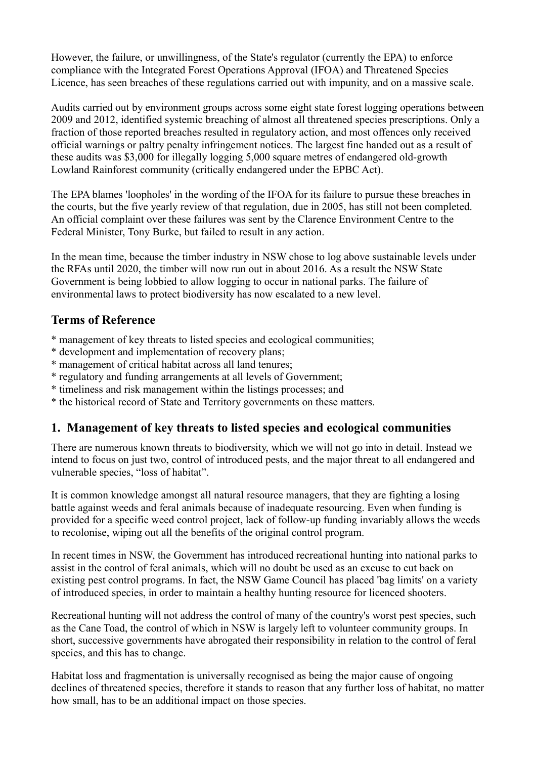However, the failure, or unwillingness, of the State's regulator (currently the EPA) to enforce compliance with the Integrated Forest Operations Approval (IFOA) and Threatened Species Licence, has seen breaches of these regulations carried out with impunity, and on a massive scale.

Audits carried out by environment groups across some eight state forest logging operations between 2009 and 2012, identified systemic breaching of almost all threatened species prescriptions. Only a fraction of those reported breaches resulted in regulatory action, and most offences only received official warnings or paltry penalty infringement notices. The largest fine handed out as a result of these audits was $3,000 for illegally logging 5,000 square metres of endangered old-growth Lowland Rainforest community (critically endangered under the EPBC Act).

The EPA blames 'loopholes' in the wording of the IFOA for its failure to pursue these breaches in the courts, but the five yearly review of that regulation, due in 2005, has still not been completed. An official complaint over these failures was sent by the Clarence Environment Centre to the Federal Minister, Tony Burke, but failed to result in any action.

In the mean time, because the timber industry in NSW chose to log above sustainable levels under the RFAs until 2020, the timber will now run out in about 2016. As a result the NSW State Government is being lobbied to allow logging to occur in national parks. The failure of environmental laws to protect biodiversity has now escalated to a new level.

## Terms of Reference

* management of key threats to listed species and ecological communities;
* development and implementation of recovery plans;
* management of critical habitat across all land tenures;
* regulatory and funding arrangements at all levels of Government;
* timeliness and risk management within the listings processes; and
* the historical record of State and Territory governments on these matters.

## 1. Management of key threats to listed species and ecological communities

There are numerous known threats to biodiversity, which we will not go into in detail. Instead we intend to focus on just two, control of introduced pests, and the major threat to all endangered and vulnerable species, "loss of habitat".

It is common knowledge amongst all natural resource managers, that they are fighting a losing battle against weeds and feral animals because of inadequate resourcing. Even when funding is provided for a specific weed control project, lack of follow-up funding invariably allows the weeds to recolonise, wiping out all the benefits of the original control program.

In recent times in NSW, the Government has introduced recreational hunting into national parks to assist in the control of feral animals, which will no doubt be used as an excuse to cut back on existing pest control programs. In fact, the NSW Game Council has placed 'bag limits' on a variety of introduced species, in order to maintain a healthy hunting resource for licenced shooters.

Recreational hunting will not address the control of many of the country's worst pest species, such as the Cane Toad, the control of which in NSW is largely left to volunteer community groups. In short, successive governments have abrogated their responsibility in relation to the control of feral species, and this has to change.

Habitat loss and fragmentation is universally recognised as being the major cause of ongoing declines of threatened species, therefore it stands to reason that any further loss of habitat, no matter how small, has to be an additional impact on those species.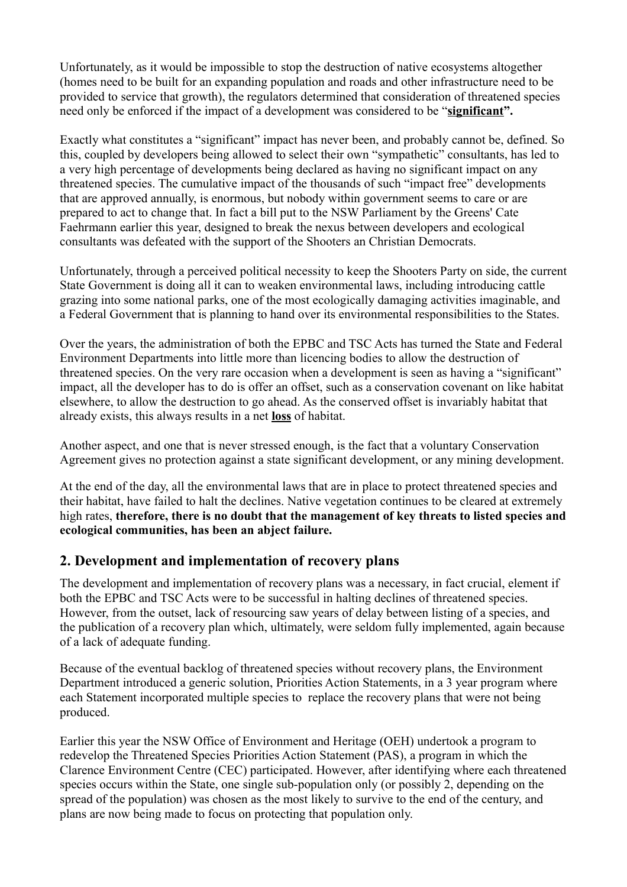Unfortunately, as it would be impossible to stop the destruction of native ecosystems altogether (homes need to be built for an expanding population and roads and other infrastructure need to be provided to service that growth), the regulators determined that consideration of threatened species need only be enforced if the impact of a development was considered to be "**significant**".

Exactly what constitutes a "significant" impact has never been, and probably cannot be, defined. So this, coupled by developers being allowed to select their own "sympathetic" consultants, has led to a very high percentage of developments being declared as having no significant impact on any threatened species. The cumulative impact of the thousands of such "impact free" developments that are approved annually, is enormous, but nobody within government seems to care or are prepared to act to change that. In fact a bill put to the NSW Parliament by the Greens' Cate Faehrmann earlier this year, designed to break the nexus between developers and ecological consultants was defeated with the support of the Shooters an Christian Democrats.

Unfortunately, through a perceived political necessity to keep the Shooters Party on side, the current State Government is doing all it can to weaken environmental laws, including introducing cattle grazing into some national parks, one of the most ecologically damaging activities imaginable, and a Federal Government that is planning to hand over its environmental responsibilities to the States.

Over the years, the administration of both the EPBC and TSC Acts has turned the State and Federal Environment Departments into little more than licencing bodies to allow the destruction of threatened species. On the very rare occasion when a development is seen as having a "significant" impact, all the developer has to do is offer an offset, such as a conservation covenant on like habitat elsewhere, to allow the destruction to go ahead. As the conserved offset is invariably habitat that already exists, this always results in a net **loss** of habitat.

Another aspect, and one that is never stressed enough, is the fact that a voluntary Conservation Agreement gives no protection against a state significant development, or any mining development.

At the end of the day, all the environmental laws that are in place to protect threatened species and their habitat, have failed to halt the declines. Native vegetation continues to be cleared at extremely high rates, **therefore, there is no doubt that the management of key threats to listed species and ecological communities, has been an abject failure.**

## 2. Development and implementation of recovery plans

The development and implementation of recovery plans was a necessary, in fact crucial, element if both the EPBC and TSC Acts were to be successful in halting declines of threatened species. However, from the outset, lack of resourcing saw years of delay between listing of a species, and the publication of a recovery plan which, ultimately, were seldom fully implemented, again because of a lack of adequate funding.

Because of the eventual backlog of threatened species without recovery plans, the Environment Department introduced a generic solution, Priorities Action Statements, in a 3 year program where each Statement incorporated multiple species to replace the recovery plans that were not being produced.

Earlier this year the NSW Office of Environment and Heritage (OEH) undertook a program to redevelop the Threatened Species Priorities Action Statement (PAS), a program in which the Clarence Environment Centre (CEC) participated. However, after identifying where each threatened species occurs within the State, one single sub-population only (or possibly 2, depending on the spread of the population) was chosen as the most likely to survive to the end of the century, and plans are now being made to focus on protecting that population only.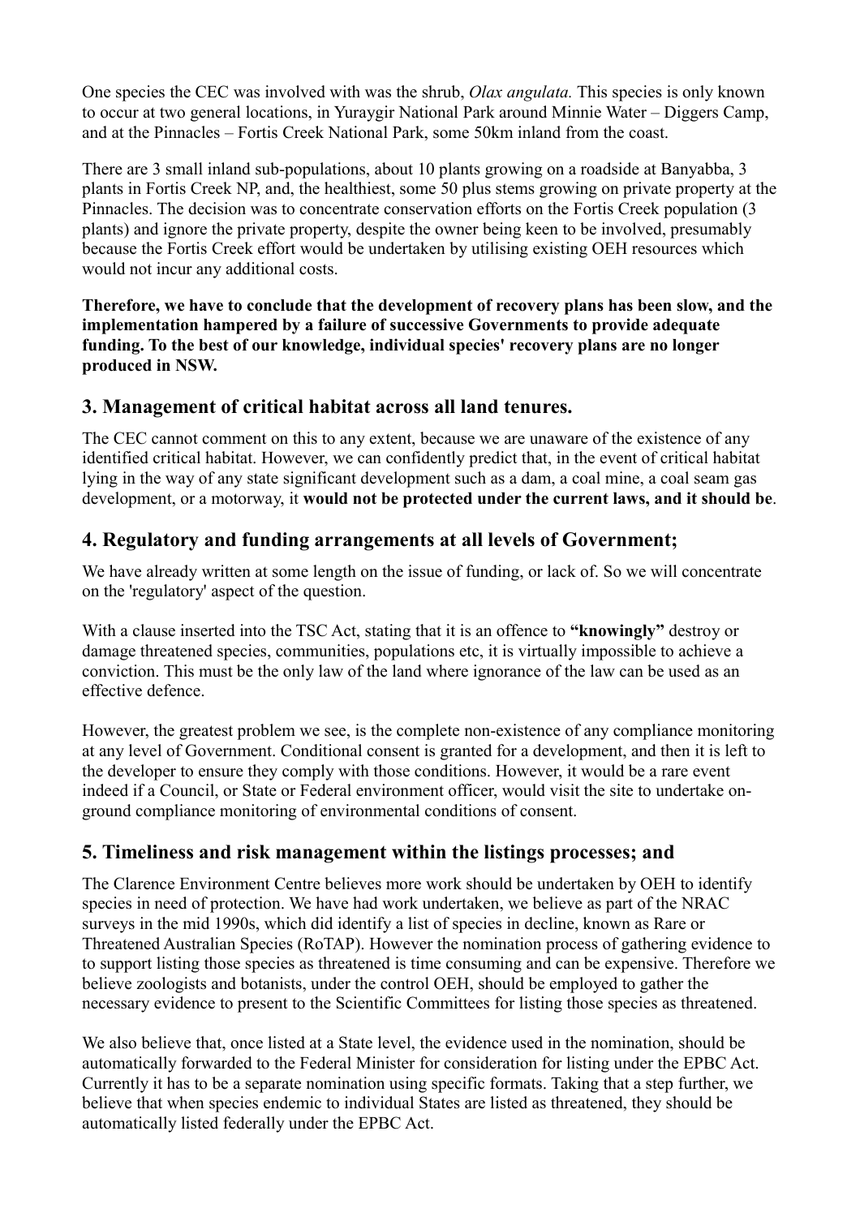One species the CEC was involved with was the shrub, *Olax angulata.* This species is only known to occur at two general locations, in Yuraygir National Park around Minnie Water – Diggers Camp, and at the Pinnacles – Fortis Creek National Park, some 50km inland from the coast.

There are 3 small inland sub-populations, about 10 plants growing on a roadside at Banyabba, 3 plants in Fortis Creek NP, and, the healthiest, some 50 plus stems growing on private property at the Pinnacles. The decision was to concentrate conservation efforts on the Fortis Creek population (3 plants) and ignore the private property, despite the owner being keen to be involved, presumably because the Fortis Creek effort would be undertaken by utilising existing OEH resources which would not incur any additional costs.

**Therefore, we have to conclude that the development of recovery plans has been slow, and the implementation hampered by a failure of successive Governments to provide adequate funding. To the best of our knowledge, individual species' recovery plans are no longer produced in NSW.**

## 3. Management of critical habitat across all land tenures.

The CEC cannot comment on this to any extent, because we are unaware of the existence of any identified critical habitat. However, we can confidently predict that, in the event of critical habitat lying in the way of any state significant development such as a dam, a coal mine, a coal seam gas development, or a motorway, it **would not be protected under the current laws, and it should be**.

## 4. Regulatory and funding arrangements at all levels of Government;

We have already written at some length on the issue of funding, or lack of. So we will concentrate on the 'regulatory' aspect of the question.

With a clause inserted into the TSC Act, stating that it is an offence to **"knowingly"** destroy or damage threatened species, communities, populations etc, it is virtually impossible to achieve a conviction. This must be the only law of the land where ignorance of the law can be used as an effective defence.

However, the greatest problem we see, is the complete non-existence of any compliance monitoring at any level of Government. Conditional consent is granted for a development, and then it is left to the developer to ensure they comply with those conditions. However, it would be a rare event indeed if a Council, or State or Federal environment officer, would visit the site to undertake on-ground compliance monitoring of environmental conditions of consent.

## 5. Timeliness and risk management within the listings processes; and

The Clarence Environment Centre believes more work should be undertaken by OEH to identify species in need of protection. We have had work undertaken, we believe as part of the NRAC surveys in the mid 1990s, which did identify a list of species in decline, known as Rare or Threatened Australian Species (RoTAP). However the nomination process of gathering evidence to to support listing those species as threatened is time consuming and can be expensive. Therefore we believe zoologists and botanists, under the control OEH, should be employed to gather the necessary evidence to present to the Scientific Committees for listing those species as threatened.

We also believe that, once listed at a State level, the evidence used in the nomination, should be automatically forwarded to the Federal Minister for consideration for listing under the EPBC Act. Currently it has to be a separate nomination using specific formats. Taking that a step further, we believe that when species endemic to individual States are listed as threatened, they should be automatically listed federally under the EPBC Act.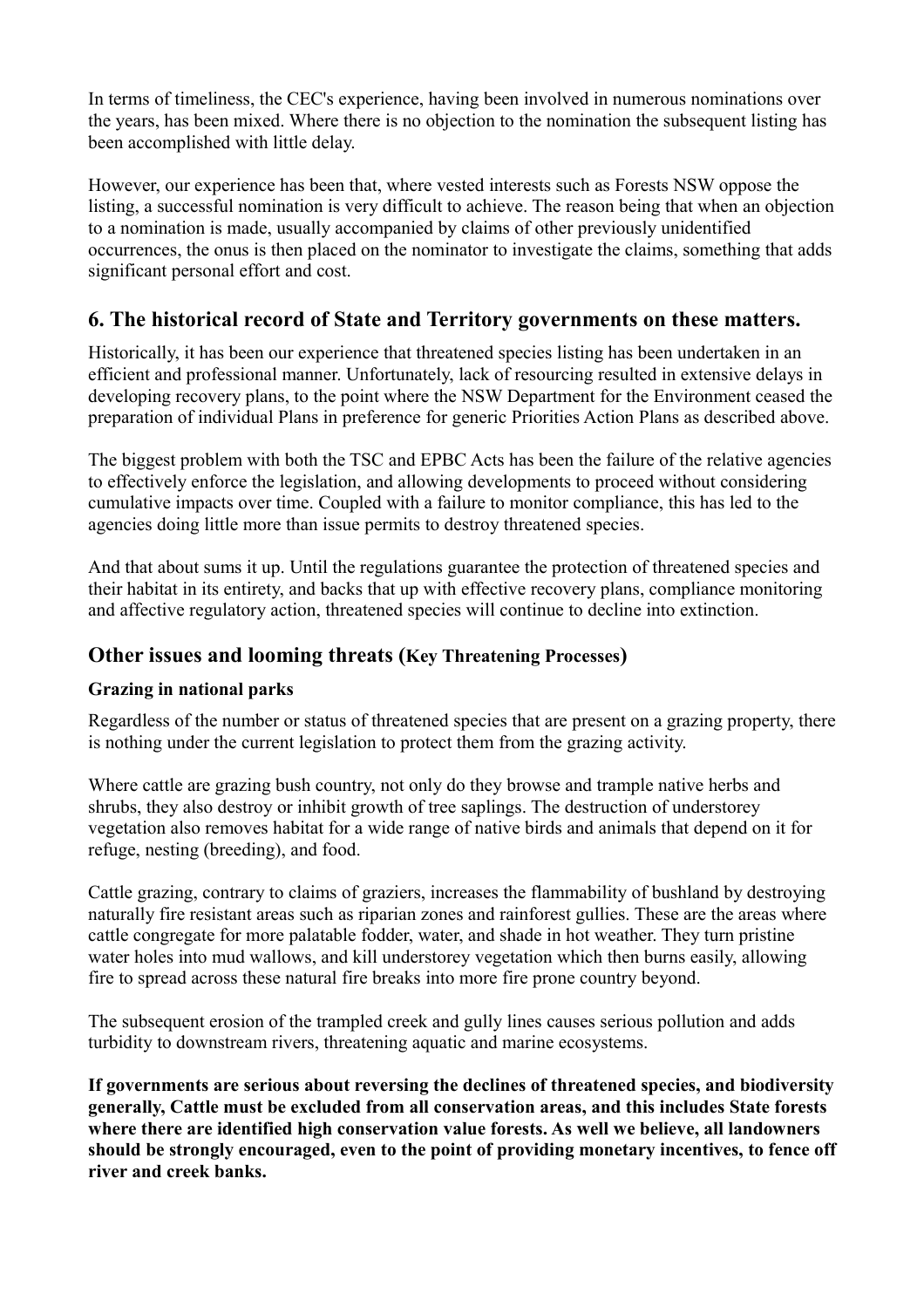In terms of timeliness, the CEC's experience, having been involved in numerous nominations over the years, has been mixed. Where there is no objection to the nomination the subsequent listing has been accomplished with little delay.

However, our experience has been that, where vested interests such as Forests NSW oppose the listing, a successful nomination is very difficult to achieve. The reason being that when an objection to a nomination is made, usually accompanied by claims of other previously unidentified occurrences, the onus is then placed on the nominator to investigate the claims, something that adds significant personal effort and cost.

## 6. The historical record of State and Territory governments on these matters.

Historically, it has been our experience that threatened species listing has been undertaken in an efficient and professional manner. Unfortunately, lack of resourcing resulted in extensive delays in developing recovery plans, to the point where the NSW Department for the Environment ceased the preparation of individual Plans in preference for generic Priorities Action Plans as described above.

The biggest problem with both the TSC and EPBC Acts has been the failure of the relative agencies to effectively enforce the legislation, and allowing developments to proceed without considering cumulative impacts over time. Coupled with a failure to monitor compliance, this has led to the agencies doing little more than issue permits to destroy threatened species.

And that about sums it up. Until the regulations guarantee the protection of threatened species and their habitat in its entirety, and backs that up with effective recovery plans, compliance monitoring and affective regulatory action, threatened species will continue to decline into extinction.

## Other issues and looming threats (Key Threatening Processes)

### Grazing in national parks

Regardless of the number or status of threatened species that are present on a grazing property, there is nothing under the current legislation to protect them from the grazing activity.

Where cattle are grazing bush country, not only do they browse and trample native herbs and shrubs, they also destroy or inhibit growth of tree saplings. The destruction of understorey vegetation also removes habitat for a wide range of native birds and animals that depend on it for refuge, nesting (breeding), and food.

Cattle grazing, contrary to claims of graziers, increases the flammability of bushland by destroying naturally fire resistant areas such as riparian zones and rainforest gullies. These are the areas where cattle congregate for more palatable fodder, water, and shade in hot weather. They turn pristine water holes into mud wallows, and kill understorey vegetation which then burns easily, allowing fire to spread across these natural fire breaks into more fire prone country beyond.

The subsequent erosion of the trampled creek and gully lines causes serious pollution and adds turbidity to downstream rivers, threatening aquatic and marine ecosystems.

**If governments are serious about reversing the declines of threatened species, and biodiversity generally, Cattle must be excluded from all conservation areas, and this includes State forests where there are identified high conservation value forests. As well we believe, all landowners should be strongly encouraged, even to the point of providing monetary incentives, to fence off river and creek banks.**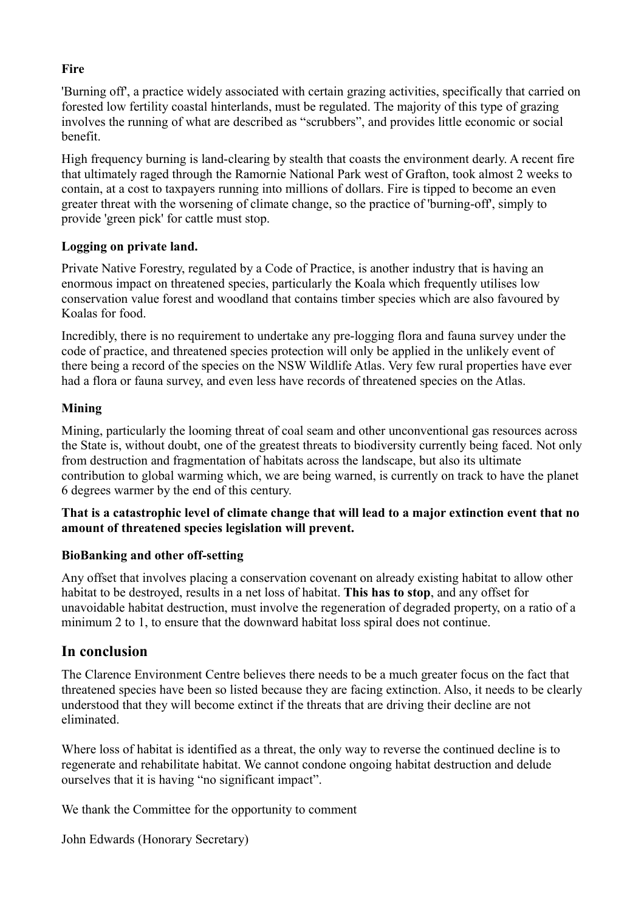**Fire**

'Burning off', a practice widely associated with certain grazing activities, specifically that carried on forested low fertility coastal hinterlands, must be regulated. The majority of this type of grazing involves the running of what are described as “scrubbers”, and provides little economic or social benefit.

High frequency burning is land-clearing by stealth that coasts the environment dearly. A recent fire that ultimately raged through the Ramornie National Park west of Grafton, took almost 2 weeks to contain, at a cost to taxpayers running into millions of dollars. Fire is tipped to become an even greater threat with the worsening of climate change, so the practice of 'burning-off', simply to provide 'green pick' for cattle must stop.

**Logging on private land.**

Private Native Forestry, regulated by a Code of Practice, is another industry that is having an enormous impact on threatened species, particularly the Koala which frequently utilises low conservation value forest and woodland that contains timber species which are also favoured by Koalas for food.

Incredibly, there is no requirement to undertake any pre-logging flora and fauna survey under the code of practice, and threatened species protection will only be applied in the unlikely event of there being a record of the species on the NSW Wildlife Atlas. Very few rural properties have ever had a flora or fauna survey, and even less have records of threatened species on the Atlas.

**Mining**

Mining, particularly the looming threat of coal seam and other unconventional gas resources across the State is, without doubt, one of the greatest threats to biodiversity currently being faced. Not only from destruction and fragmentation of habitats across the landscape, but also its ultimate contribution to global warming which, we are being warned, is currently on track to have the planet 6 degrees warmer by the end of this century.

**That is a catastrophic level of climate change that will lead to a major extinction event that no amount of threatened species legislation will prevent.**

**BioBanking and other off-setting**

Any offset that involves placing a conservation covenant on already existing habitat to allow other habitat to be destroyed, results in a net loss of habitat. **This has to stop**, and any offset for unavoidable habitat destruction, must involve the regeneration of degraded property, on a ratio of a minimum 2 to 1, to ensure that the downward habitat loss spiral does not continue.

## In conclusion

The Clarence Environment Centre believes there needs to be a much greater focus on the fact that threatened species have been so listed because they are facing extinction. Also, it needs to be clearly understood that they will become extinct if the threats that are driving their decline are not eliminated.

Where loss of habitat is identified as a threat, the only way to reverse the continued decline is to regenerate and rehabilitate habitat. We cannot condone ongoing habitat destruction and delude ourselves that it is having “no significant impact”.

We thank the Committee for the opportunity to comment

John Edwards (Honorary Secretary)